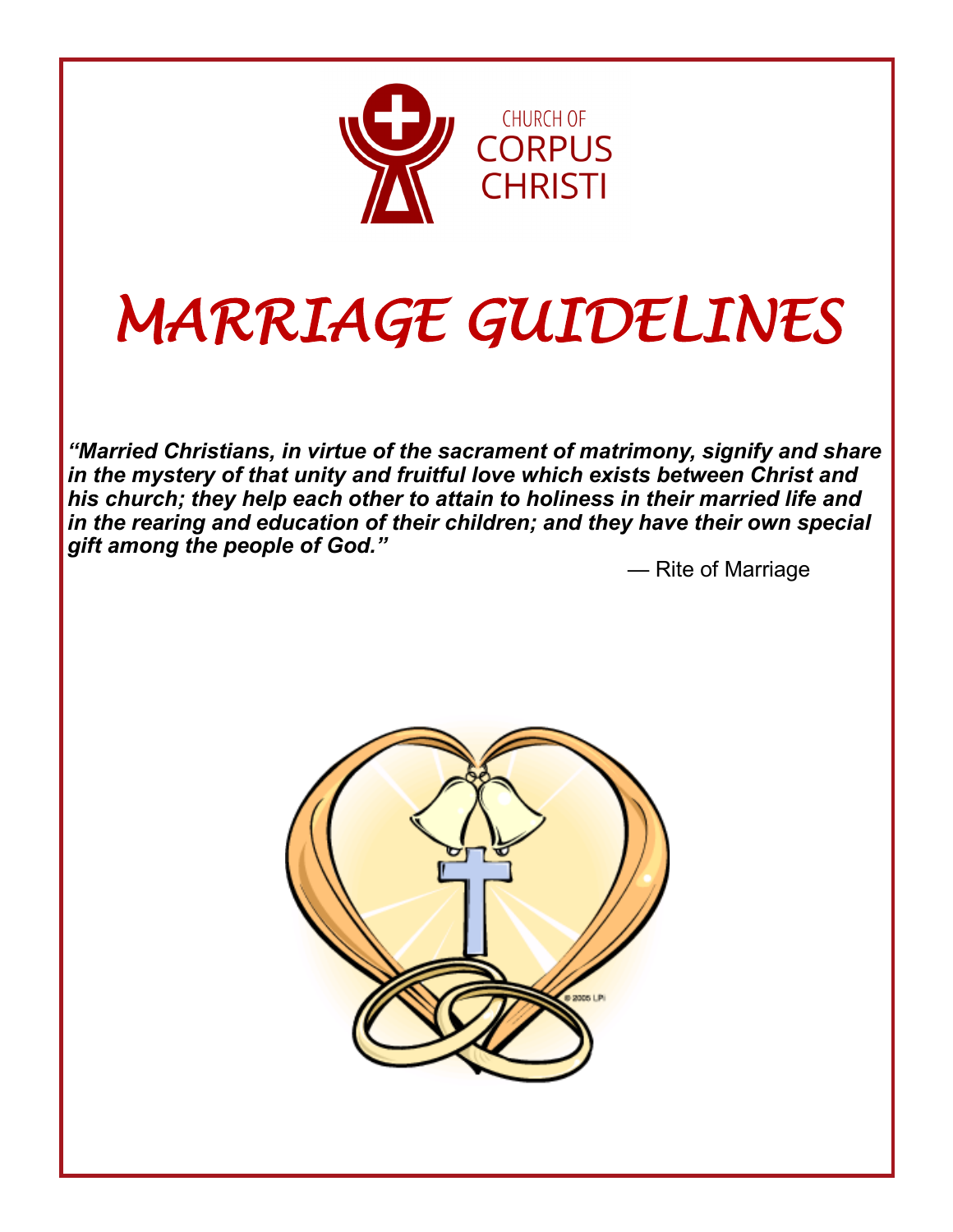CHURCH OF
CORPUS
CHRISTI

# *MARRIAGE GUIDELINES*

***"Married Christians, in virtue of the sacrament of matrimony, signify and share in the mystery of that unity and fruitful love which exists between Christ and his church; they help each other to attain to holiness in their married life and in the rearing and education of their children; and they have their own special gift among the people of God."***

— Rite of Marriage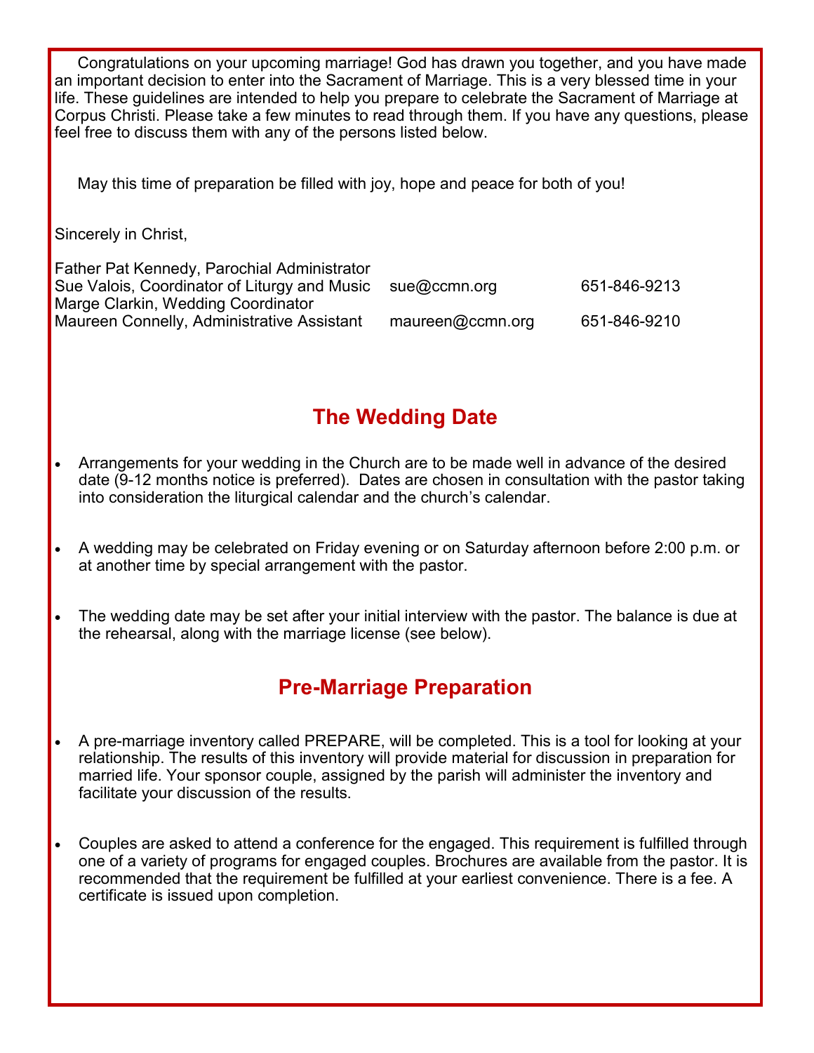Congratulations on your upcoming marriage! God has drawn you together, and you have made an important decision to enter into the Sacrament of Marriage. This is a very blessed time in your life. These guidelines are intended to help you prepare to celebrate the Sacrament of Marriage at Corpus Christi. Please take a few minutes to read through them. If you have any questions, please feel free to discuss them with any of the persons listed below.

May this time of preparation be filled with joy, hope and peace for both of you!

Sincerely in Christ,

| | | |
|---|---|---|
| Father Pat Kennedy, Parochial Administrator | | |
| Sue Valois, Coordinator of Liturgy and Music | sue@ccmn.org | 651-846-9213 |
| Marge Clarkin, Wedding Coordinator | | |
| Maureen Connelly, Administrative Assistant | maureen@ccmn.org | 651-846-9210 |

## The Wedding Date

- Arrangements for your wedding in the Church are to be made well in advance of the desired date (9-12 months notice is preferred). Dates are chosen in consultation with the pastor taking into consideration the liturgical calendar and the church's calendar.
- A wedding may be celebrated on Friday evening or on Saturday afternoon before 2:00 p.m. or at another time by special arrangement with the pastor.
- The wedding date may be set after your initial interview with the pastor. The balance is due at the rehearsal, along with the marriage license (see below).

## Pre-Marriage Preparation

- A pre-marriage inventory called PREPARE, will be completed. This is a tool for looking at your relationship. The results of this inventory will provide material for discussion in preparation for married life. Your sponsor couple, assigned by the parish will administer the inventory and facilitate your discussion of the results.
- Couples are asked to attend a conference for the engaged. This requirement is fulfilled through one of a variety of programs for engaged couples. Brochures are available from the pastor. It is recommended that the requirement be fulfilled at your earliest convenience. There is a fee. A certificate is issued upon completion.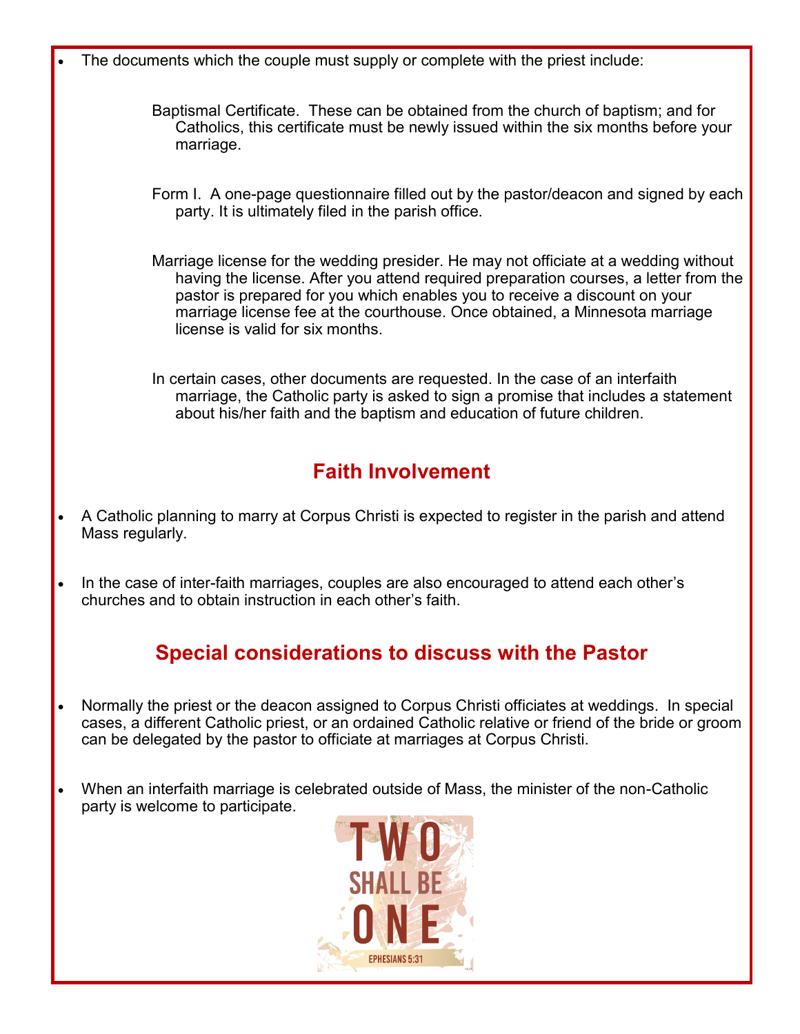- The documents which the couple must supply or complete with the priest include:

  Baptismal Certificate. These can be obtained from the church of baptism; and for Catholics, this certificate must be newly issued within the six months before your marriage.

  Form I. A one-page questionnaire filled out by the pastor/deacon and signed by each party. It is ultimately filed in the parish office.

  Marriage license for the wedding presider. He may not officiate at a wedding without having the license. After you attend required preparation courses, a letter from the pastor is prepared for you which enables you to receive a discount on your marriage license fee at the courthouse. Once obtained, a Minnesota marriage license is valid for six months.

  In certain cases, other documents are requested. In the case of an interfaith marriage, the Catholic party is asked to sign a promise that includes a statement about his/her faith and the baptism and education of future children.

## Faith Involvement

- A Catholic planning to marry at Corpus Christi is expected to register in the parish and attend Mass regularly.
- In the case of inter-faith marriages, couples are also encouraged to attend each other's churches and to obtain instruction in each other's faith.

## Special considerations to discuss with the Pastor

- Normally the priest or the deacon assigned to Corpus Christi officiates at weddings. In special cases, a different Catholic priest, or an ordained Catholic relative or friend of the bride or groom can be delegated by the pastor to officiate at marriages at Corpus Christi.
- When an interfaith marriage is celebrated outside of Mass, the minister of the non-Catholic party is welcome to participate.

TWO SHALL BE ONE

EPHESIANS 5:31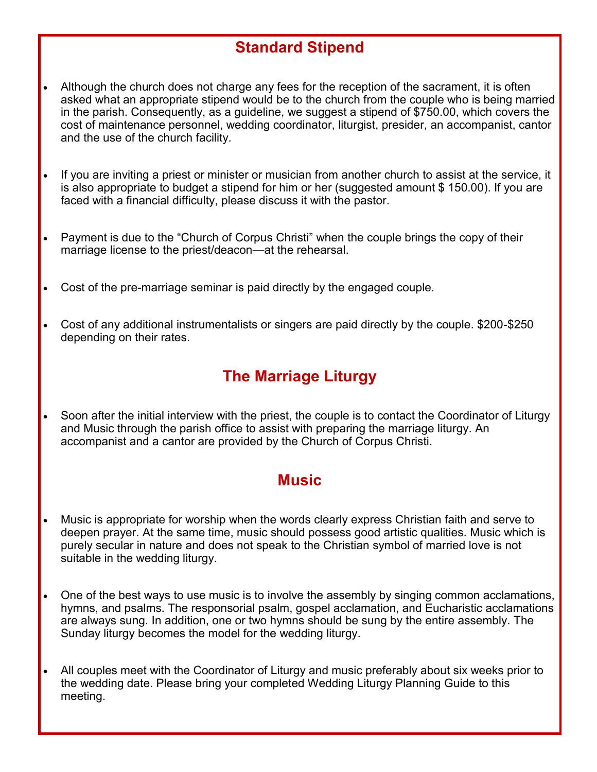## Standard Stipend

- Although the church does not charge any fees for the reception of the sacrament, it is often asked what an appropriate stipend would be to the church from the couple who is being married in the parish. Consequently, as a guideline, we suggest a stipend of $750.00, which covers the cost of maintenance personnel, wedding coordinator, liturgist, presider, an accompanist, cantor and the use of the church facility.

- If you are inviting a priest or minister or musician from another church to assist at the service, it is also appropriate to budget a stipend for him or her (suggested amount $ 150.00). If you are faced with a financial difficulty, please discuss it with the pastor.

- Payment is due to the "Church of Corpus Christi" when the couple brings the copy of their marriage license to the priest/deacon—at the rehearsal.

- Cost of the pre-marriage seminar is paid directly by the engaged couple.

- Cost of any additional instrumentalists or singers are paid directly by the couple. $200-$250 depending on their rates.

## The Marriage Liturgy

- Soon after the initial interview with the priest, the couple is to contact the Coordinator of Liturgy and Music through the parish office to assist with preparing the marriage liturgy. An accompanist and a cantor are provided by the Church of Corpus Christi.

## Music

- Music is appropriate for worship when the words clearly express Christian faith and serve to deepen prayer. At the same time, music should possess good artistic qualities. Music which is purely secular in nature and does not speak to the Christian symbol of married love is not suitable in the wedding liturgy.

- One of the best ways to use music is to involve the assembly by singing common acclamations, hymns, and psalms. The responsorial psalm, gospel acclamation, and Eucharistic acclamations are always sung. In addition, one or two hymns should be sung by the entire assembly. The Sunday liturgy becomes the model for the wedding liturgy.

- All couples meet with the Coordinator of Liturgy and music preferably about six weeks prior to the wedding date. Please bring your completed Wedding Liturgy Planning Guide to this meeting.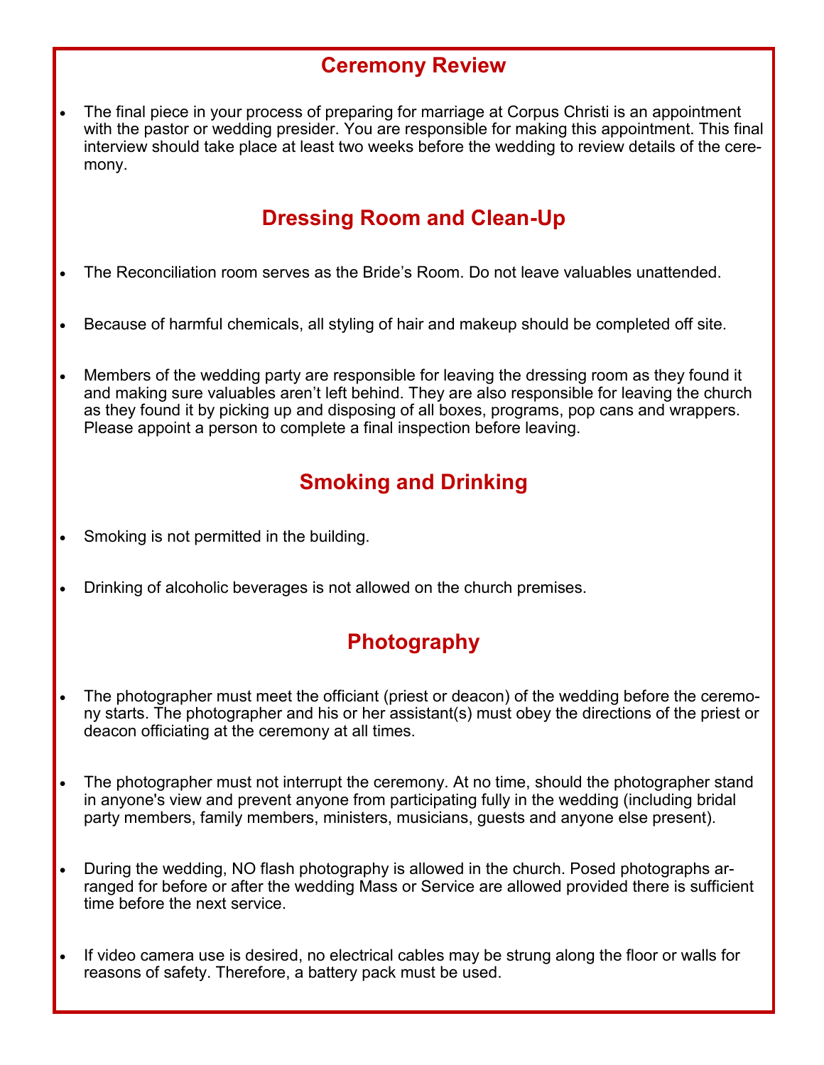## Ceremony Review

- The final piece in your process of preparing for marriage at Corpus Christi is an appointment with the pastor or wedding presider. You are responsible for making this appointment. This final interview should take place at least two weeks before the wedding to review details of the ceremony.

## Dressing Room and Clean-Up

- The Reconciliation room serves as the Bride's Room. Do not leave valuables unattended.
- Because of harmful chemicals, all styling of hair and makeup should be completed off site.
- Members of the wedding party are responsible for leaving the dressing room as they found it and making sure valuables aren't left behind. They are also responsible for leaving the church as they found it by picking up and disposing of all boxes, programs, pop cans and wrappers. Please appoint a person to complete a final inspection before leaving.

## Smoking and Drinking

- Smoking is not permitted in the building.
- Drinking of alcoholic beverages is not allowed on the church premises.

## Photography

- The photographer must meet the officiant (priest or deacon) of the wedding before the ceremony starts. The photographer and his or her assistant(s) must obey the directions of the priest or deacon officiating at the ceremony at all times.
- The photographer must not interrupt the ceremony. At no time, should the photographer stand in anyone's view and prevent anyone from participating fully in the wedding (including bridal party members, family members, ministers, musicians, guests and anyone else present).
- During the wedding, NO flash photography is allowed in the church. Posed photographs arranged for before or after the wedding Mass or Service are allowed provided there is sufficient time before the next service.
- If video camera use is desired, no electrical cables may be strung along the floor or walls for reasons of safety. Therefore, a battery pack must be used.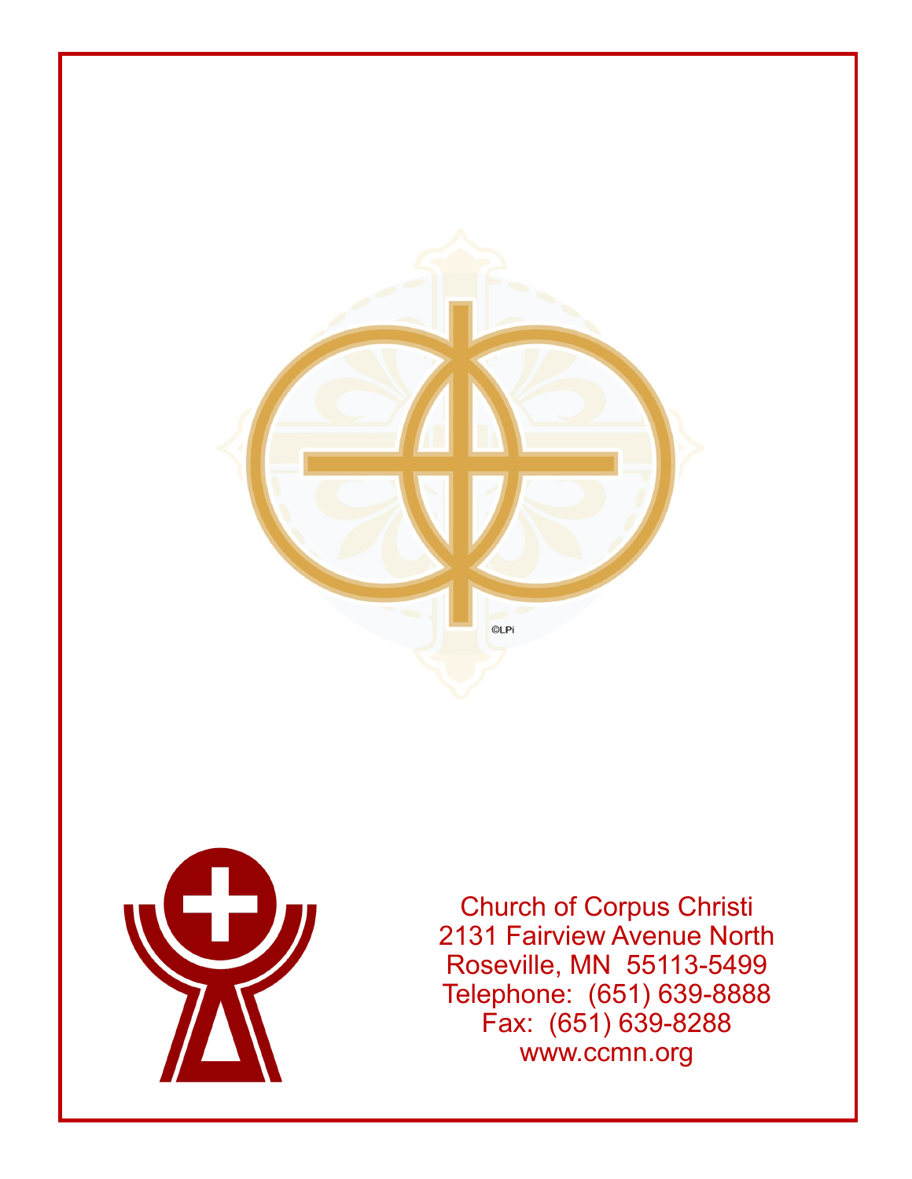©LPi

Church of Corpus Christi
2131 Fairview Avenue North
Roseville, MN 55113-5499
Telephone: (651) 639-8888
Fax: (651) 639-8288
www.ccmn.org